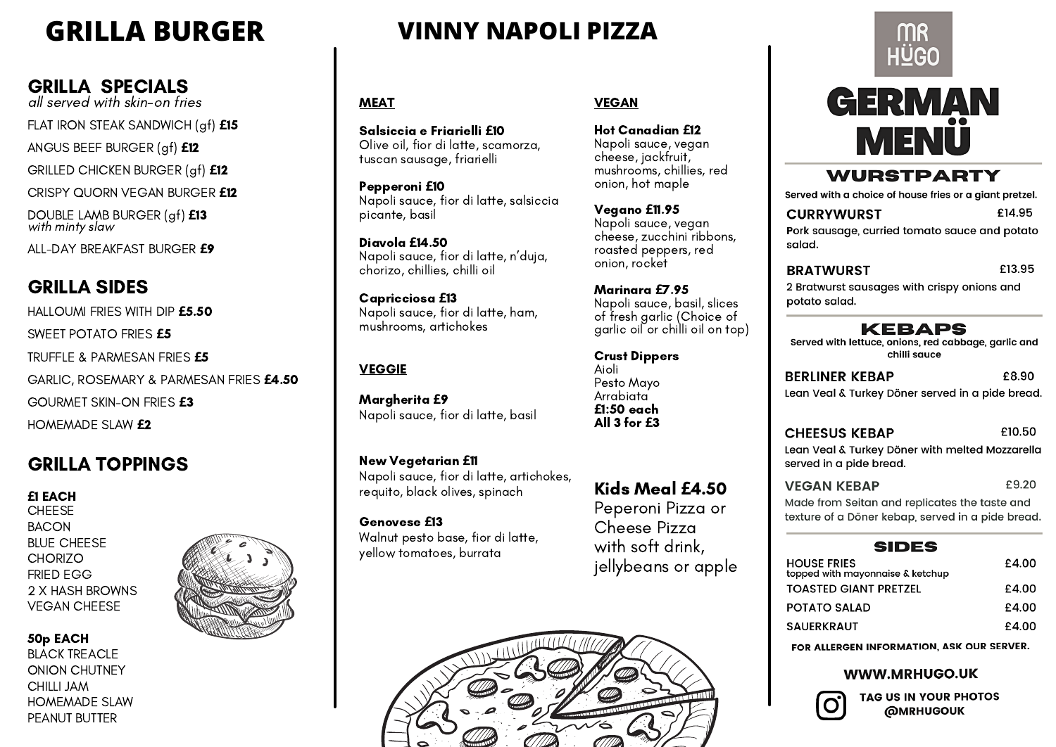# GRILLA BURGER

## GRILLA SPECIALS

*all served with skin-on fries*

- FLAT IRON STEAK SANDWICH (gf) **£15**
- ANGUS BEEF BURGER (gf) **£12**
- GRILLED CHICKEN BURGER (gf) **£12**
- CRISPY QUORN VEGAN BURGER **£12**
- DOUBLE LAMB BURGER (gf) **£13** *with minty slaw*
- ALL-DAY BREAKFAST BURGER **£9**

## GRILLA SIDES

- HALLOUMI FRIES WITH DIP **£5.50**
- SWEET POTATO FRIES **£5**
- TRUFFLE & PARMESAN FRIES **£5**
- GARLIC, ROSEMARY & PARMESAN FRIES **£4.50**
- GOURMET SKIN-ON FRIES **£3**
- HOMEMADE SLAW **£2**

## GRILLA TOPPINGS

**£1 EACH**

- CHEESE
- BACON
- BLUE CHEESE
- CHORIZO
- FRIED EGG
- 2 X HASH BROWNS
- VEGAN CHEESE

**50p EACH**

- BLACK TREACLE
- ONION CHUTNEY
- CHILLI JAM
- HOMEMADE SLAW
- PEANUT BUTTER

# VINNY NAPOLI PIZZA

## MEAT

**Salsiccia e Friarielli £10**
Olive oil, fior di latte, scamorza, tuscan sausage, friarielli

**Pepperoni £10**
Napoli sauce, fior di latte, salsiccia picante, basil

**Diavola £14.50**
Napoli sauce, fior di latte, n'duja, chorizo, chillies, chilli oil

**Capricciosa £13**
Napoli sauce, fior di latte, ham, mushrooms, artichokes

## VEGGIE

**Margherita £9**
Napoli sauce, fior di latte, basil

**New Vegetarian £11**
Napoli sauce, fior di latte, artichokes, requito, black olives, spinach

**Genovese £13**
Walnut pesto base, fior di latte, yellow tomatoes, burrata

## VEGAN

**Hot Canadian £12**
Napoli sauce, vegan cheese, jackfruit, mushrooms, chillies, red onion, hot maple

**Vegano £11.95**
Napoli sauce, vegan cheese, zucchini ribbons, roasted peppers, red onion, rocket

**Marinara £7.95**
Napoli sauce, basil, slices of fresh garlic (Choice of garlic oil or chilli oil on top)

**Crust Dippers**
Aioli
Pesto Mayo
Arrabiata
**£1:50 each**
**All 3 for £3**

**Kids Meal £4.50**
Peperoni Pizza or Cheese Pizza with soft drink, jellybeans or apple

# MR HÜGO

# GERMAN MENÜ

## WURSTPARTY

Served with a choice of house fries or a giant pretzel.

**CURRYWURST** £14.95
Pork sausage, curried tomato sauce and potato salad.

**BRATWURST** £13.95
2 Bratwurst sausages with crispy onions and potato salad.

## KEBAPS

Served with lettuce, onions, red cabbage, garlic and chilli sauce

**BERLINER KEBAP** £8.90
Lean Veal & Turkey Döner served in a pide bread.

**CHEESUS KEBAP** £10.50
Lean Veal & Turkey Döner with melted Mozzarella served in a pide bread.

**VEGAN KEBAP** £9.20
Made from Seitan and replicates the taste and texture of a Döner kebap, served in a pide bread.

## SIDES

| Item | Price |
|---|---|
| HOUSE FRIES topped with mayonnaise & ketchup | £4.00 |
| TOASTED GIANT PRETZEL | £4.00 |
| POTATO SALAD | £4.00 |
| SAUERKRAUT | £4.00 |

FOR ALLERGEN INFORMATION, ASK OUR SERVER.

WWW.MRHUGO.UK

TAG US IN YOUR PHOTOS @MRHUGOUK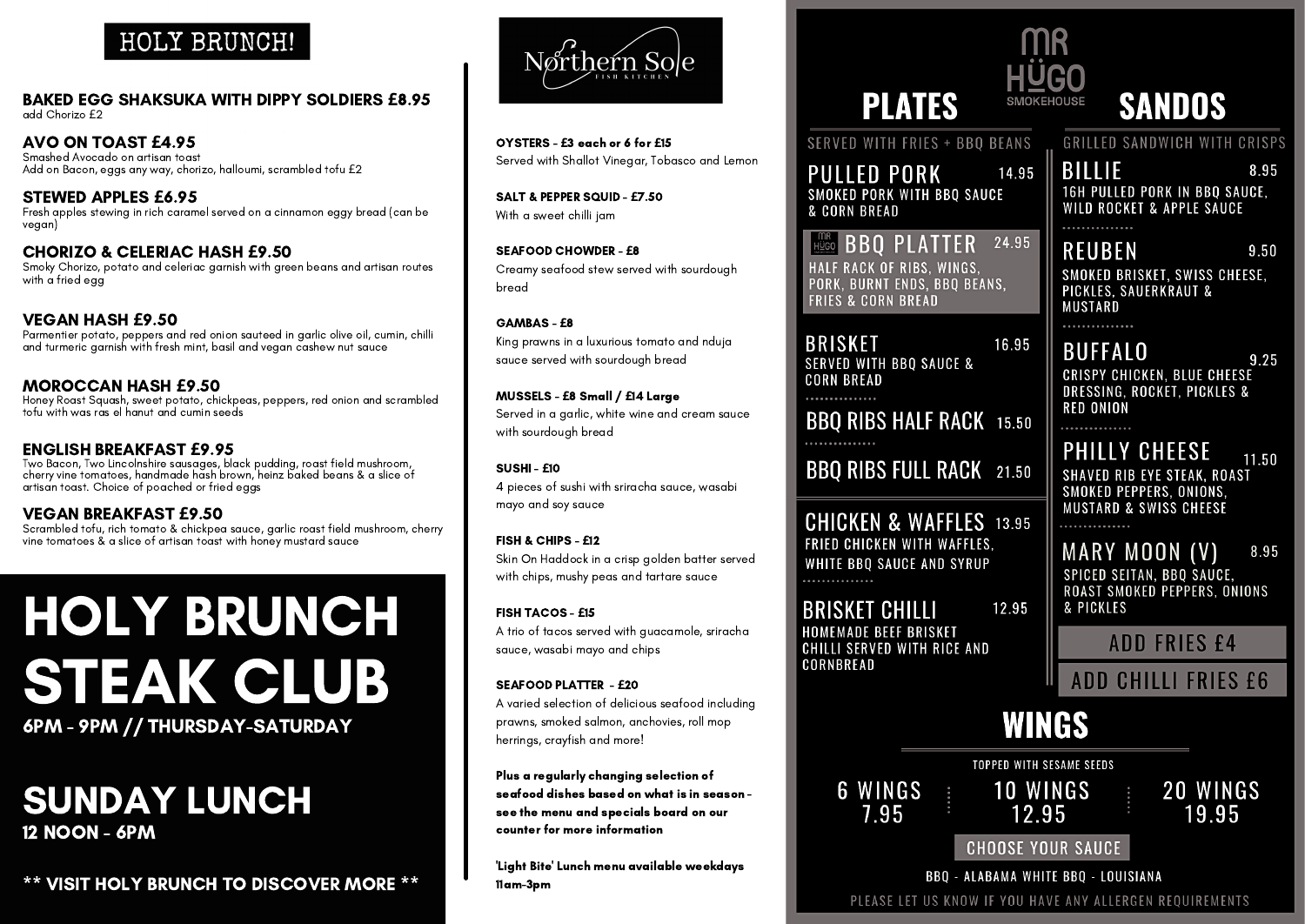# HOLY BRUNCH!

**BAKED EGG SHAKSUKA WITH DIPPY SOLDIERS £8.95**
add Chorizo £2

**AVO ON TOAST £4.95**
Smashed Avocado on artisan toast
Add on Bacon, eggs any way, chorizo, halloumi, scrambled tofu £2

**STEWED APPLES £6.95**
Fresh apples stewing in rich caramel served on a cinnamon eggy bread (can be vegan)

**CHORIZO & CELERIAC HASH £9.50**
Smoky Chorizo, potato and celeriac garnish with green beans and artisan routes with a fried egg

**VEGAN HASH £9.50**
Parmentier potato, peppers and red onion sauteed in garlic olive oil, cumin, chilli and turmeric garnish with fresh mint, basil and vegan cashew nut sauce

**MOROCCAN HASH £9.50**
Honey Roast Squash, sweet potato, chickpeas, peppers, red onion and scrambled tofu with was ras el hanut and cumin seeds

**ENGLISH BREAKFAST £9.95**
Two Bacon, Two Lincolnshire sausages, black pudding, roast field mushroom, cherry vine tomatoes, handmade hash brown, heinz baked beans & a slice of artisan toast. Choice of poached or fried eggs

**VEGAN BREAKFAST £9.50**
Scrambled tofu, rich tomato & chickpea sauce, garlic roast field mushroom, cherry vine tomatoes & a slice of artisan toast with honey mustard sauce

# HOLY BRUNCH STEAK CLUB

**6PM - 9PM // THURSDAY-SATURDAY**

# SUNDAY LUNCH

**12 NOON - 6PM**

**** VISIT HOLY BRUNCH TO DISCOVER MORE ****

# Northern Sole
FISH KITCHEN

**OYSTERS - £3 each or 6 for £15**
Served with Shallot Vinegar, Tobasco and Lemon

**SALT & PEPPER SQUID - £7.50**
With a sweet chilli jam

**SEAFOOD CHOWDER - £8**
Creamy seafood stew served with sourdough bread

**GAMBAS - £8**
King prawns in a luxurious tomato and nduja sauce served with sourdough bread

**MUSSELS - £8 Small / £14 Large**
Served in a garlic, white wine and cream sauce with sourdough bread

**SUSHI - £10**
4 pieces of sushi with sriracha sauce, wasabi mayo and soy sauce

**FISH & CHIPS - £12**
Skin On Haddock in a crisp golden batter served with chips, mushy peas and tartare sauce

**FISH TACOS - £15**
A trio of tacos served with guacamole, sriracha sauce, wasabi mayo and chips

**SEAFOOD PLATTER - £20**
A varied selection of delicious seafood including prawns, smoked salmon, anchovies, roll mop herrings, crayfish and more!

**Plus a regularly changing selection of seafood dishes based on what is in season - see the menu and specials board on our counter for more information**

**'Light Bite' Lunch menu available weekdays 11am-3pm**

# MR HÜGO SMOKEHOUSE

## PLATES

SERVED WITH FRIES + BBQ BEANS

**PULLED PORK** 14.95
SMOKED PORK WITH BBQ SAUCE & CORN BREAD

**BBQ PLATTER** 24.95
HALF RACK OF RIBS, WINGS, PORK, BURNT ENDS, BBQ BEANS, FRIES & CORN BREAD

**BRISKET** 16.95
SERVED WITH BBQ SAUCE & CORN BREAD

**BBQ RIBS HALF RACK** 15.50

**BBQ RIBS FULL RACK** 21.50

**CHICKEN & WAFFLES** 13.95
FRIED CHICKEN WITH WAFFLES, WHITE BBQ SAUCE AND SYRUP

**BRISKET CHILLI** 12.95
HOMEMADE BEEF BRISKET CHILLI SERVED WITH RICE AND CORNBREAD

## SANDOS

GRILLED SANDWICH WITH CRISPS

**BILLIE** 8.95
16H PULLED PORK IN BBQ SAUCE, WILD ROCKET & APPLE SAUCE

**REUBEN** 9.50
SMOKED BRISKET, SWISS CHEESE, PICKLES, SAUERKRAUT & MUSTARD

**BUFFALO** 9.25
CRISPY CHICKEN, BLUE CHEESE DRESSING, ROCKET, PICKLES & RED ONION

**PHILLY CHEESE** 11.50
SHAVED RIB EYE STEAK, ROAST SMOKED PEPPERS, ONIONS, MUSTARD & SWISS CHEESE

**MARY MOON (V)** 8.95
SPICED SEITAN, BBQ SAUCE, ROAST SMOKED PEPPERS, ONIONS & PICKLES

ADD FRIES £4

ADD CHILLI FRIES £6

## WINGS

TOPPED WITH SESAME SEEDS

6 WINGS 7.95

10 WINGS 12.95

20 WINGS 19.95

CHOOSE YOUR SAUCE

BBQ - ALABAMA WHITE BBQ - LOUISIANA

PLEASE LET US KNOW IF YOU HAVE ANY ALLERGEN REQUIREMENTS